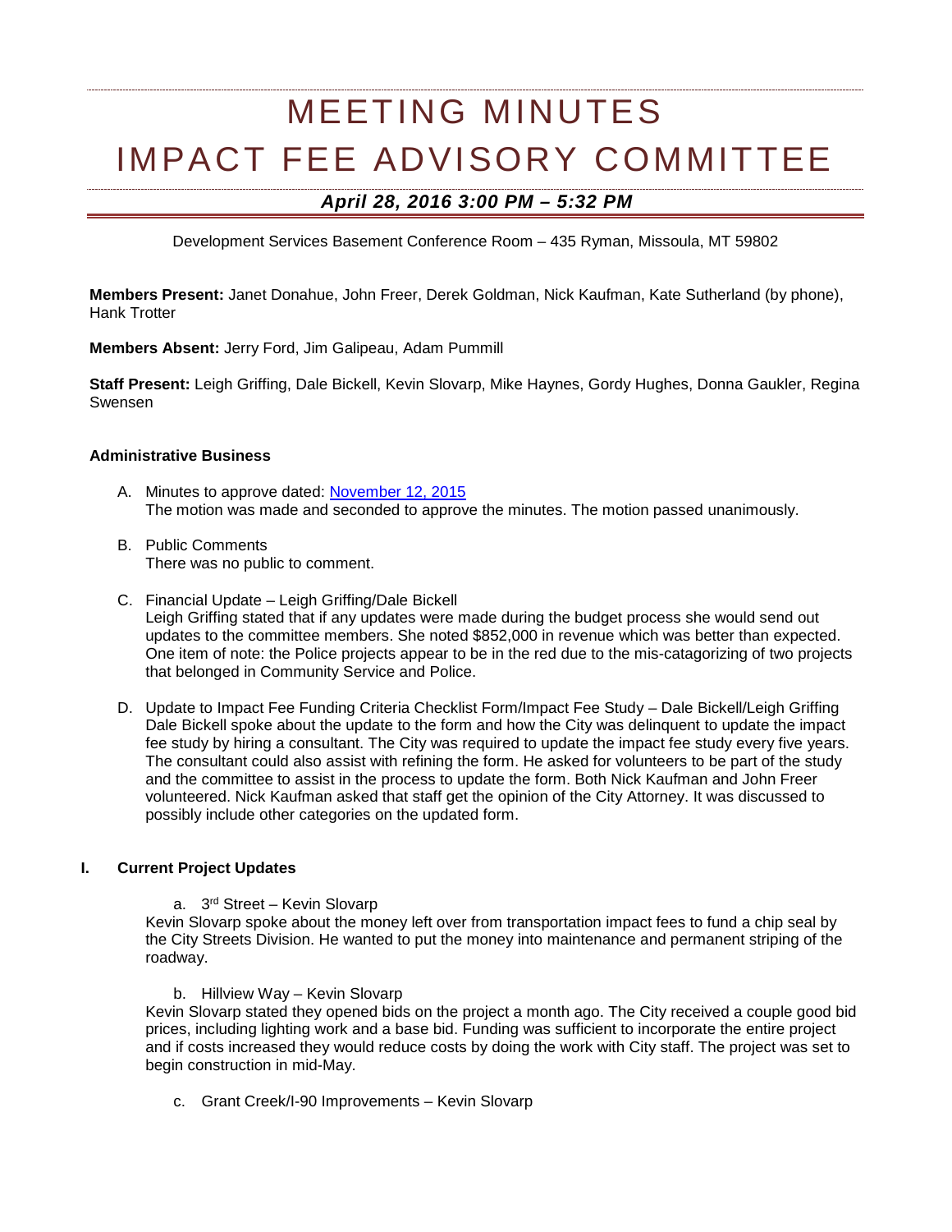# MEETING MINUTES
# IMPACT FEE ADVISORY COMMITTEE

## *April 28, 2016 3:00 PM – 5:32 PM*

Development Services Basement Conference Room – 435 Ryman, Missoula, MT 59802

**Members Present:** Janet Donahue, John Freer, Derek Goldman, Nick Kaufman, Kate Sutherland (by phone), Hank Trotter

**Members Absent:** Jerry Ford, Jim Galipeau, Adam Pummill

**Staff Present:** Leigh Griffing, Dale Bickell, Kevin Slovarp, Mike Haynes, Gordy Hughes, Donna Gaukler, Regina Swensen

### Administrative Business

A. Minutes to approve dated: [November 12, 2015]
The motion was made and seconded to approve the minutes. The motion passed unanimously.

B. Public Comments
There was no public to comment.

C. Financial Update – Leigh Griffing/Dale Bickell
Leigh Griffing stated that if any updates were made during the budget process she would send out updates to the committee members. She noted $852,000 in revenue which was better than expected. One item of note: the Police projects appear to be in the red due to the mis-catagorizing of two projects that belonged in Community Service and Police.

D. Update to Impact Fee Funding Criteria Checklist Form/Impact Fee Study – Dale Bickell/Leigh Griffing
Dale Bickell spoke about the update to the form and how the City was delinquent to update the impact fee study by hiring a consultant. The City was required to update the impact fee study every five years. The consultant could also assist with refining the form. He asked for volunteers to be part of the study and the committee to assist in the process to update the form. Both Nick Kaufman and John Freer volunteered. Nick Kaufman asked that staff get the opinion of the City Attorney. It was discussed to possibly include other categories on the updated form.

### I. Current Project Updates

a. 3rd Street – Kevin Slovarp

Kevin Slovarp spoke about the money left over from transportation impact fees to fund a chip seal by the City Streets Division. He wanted to put the money into maintenance and permanent striping of the roadway.

b. Hillview Way – Kevin Slovarp

Kevin Slovarp stated they opened bids on the project a month ago. The City received a couple good bid prices, including lighting work and a base bid. Funding was sufficient to incorporate the entire project and if costs increased they would reduce costs by doing the work with City staff. The project was set to begin construction in mid-May.

c. Grant Creek/I-90 Improvements – Kevin Slovarp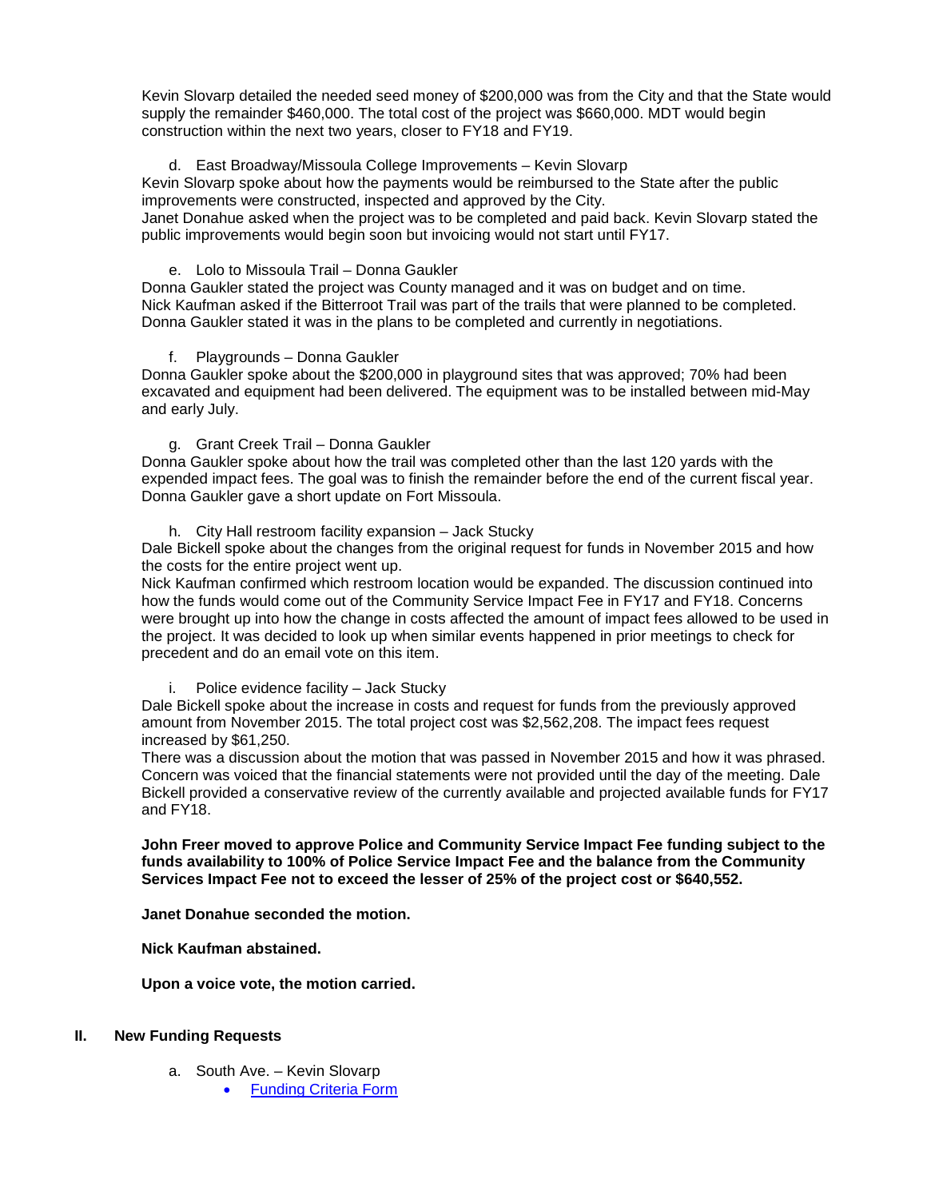Kevin Slovarp detailed the needed seed money of $200,000 was from the City and that the State would supply the remainder $460,000. The total cost of the project was $660,000. MDT would begin construction within the next two years, closer to FY18 and FY19.

d. East Broadway/Missoula College Improvements – Kevin Slovarp

Kevin Slovarp spoke about how the payments would be reimbursed to the State after the public improvements were constructed, inspected and approved by the City.
Janet Donahue asked when the project was to be completed and paid back. Kevin Slovarp stated the public improvements would begin soon but invoicing would not start until FY17.

e. Lolo to Missoula Trail – Donna Gaukler

Donna Gaukler stated the project was County managed and it was on budget and on time.
Nick Kaufman asked if the Bitterroot Trail was part of the trails that were planned to be completed. Donna Gaukler stated it was in the plans to be completed and currently in negotiations.

f. Playgrounds – Donna Gaukler

Donna Gaukler spoke about the $200,000 in playground sites that was approved; 70% had been excavated and equipment had been delivered. The equipment was to be installed between mid-May and early July.

g. Grant Creek Trail – Donna Gaukler

Donna Gaukler spoke about how the trail was completed other than the last 120 yards with the expended impact fees. The goal was to finish the remainder before the end of the current fiscal year. Donna Gaukler gave a short update on Fort Missoula.

h. City Hall restroom facility expansion – Jack Stucky

Dale Bickell spoke about the changes from the original request for funds in November 2015 and how the costs for the entire project went up.
Nick Kaufman confirmed which restroom location would be expanded. The discussion continued into how the funds would come out of the Community Service Impact Fee in FY17 and FY18. Concerns were brought up into how the change in costs affected the amount of impact fees allowed to be used in the project. It was decided to look up when similar events happened in prior meetings to check for precedent and do an email vote on this item.

i. Police evidence facility – Jack Stucky

Dale Bickell spoke about the increase in costs and request for funds from the previously approved amount from November 2015. The total project cost was $2,562,208. The impact fees request increased by $61,250.
There was a discussion about the motion that was passed in November 2015 and how it was phrased. Concern was voiced that the financial statements were not provided until the day of the meeting. Dale Bickell provided a conservative review of the currently available and projected available funds for FY17 and FY18.

**John Freer moved to approve Police and Community Service Impact Fee funding subject to the funds availability to 100% of Police Service Impact Fee and the balance from the Community Services Impact Fee not to exceed the lesser of 25% of the project cost or $640,552.**

**Janet Donahue seconded the motion.**

**Nick Kaufman abstained.**

**Upon a voice vote, the motion carried.**

## II. New Funding Requests

a. South Ave. – Kevin Slovarp

- Funding Criteria Form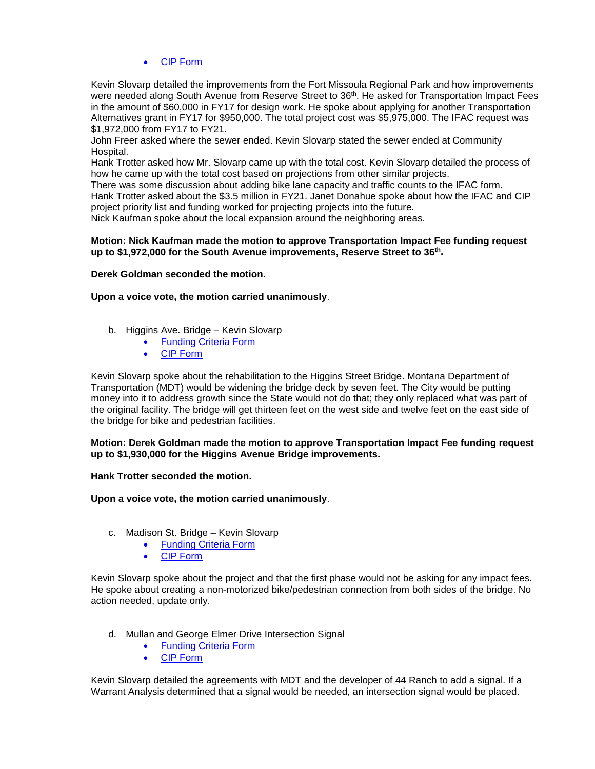- CIP Form

Kevin Slovarp detailed the improvements from the Fort Missoula Regional Park and how improvements were needed along South Avenue from Reserve Street to 36th. He asked for Transportation Impact Fees in the amount of $60,000 in FY17 for design work. He spoke about applying for another Transportation Alternatives grant in FY17 for $950,000. The total project cost was $5,975,000. The IFAC request was $1,972,000 from FY17 to FY21.
John Freer asked where the sewer ended. Kevin Slovarp stated the sewer ended at Community Hospital.
Hank Trotter asked how Mr. Slovarp came up with the total cost. Kevin Slovarp detailed the process of how he came up with the total cost based on projections from other similar projects.
There was some discussion about adding bike lane capacity and traffic counts to the IFAC form.
Hank Trotter asked about the $3.5 million in FY21. Janet Donahue spoke about how the IFAC and CIP project priority list and funding worked for projecting projects into the future.
Nick Kaufman spoke about the local expansion around the neighboring areas.

**Motion: Nick Kaufman made the motion to approve Transportation Impact Fee funding request up to $1,972,000 for the South Avenue improvements, Reserve Street to 36th.**

**Derek Goldman seconded the motion.**

**Upon a voice vote, the motion carried unanimously**.

b. Higgins Ave. Bridge – Kevin Slovarp
   - Funding Criteria Form
   - CIP Form

Kevin Slovarp spoke about the rehabilitation to the Higgins Street Bridge. Montana Department of Transportation (MDT) would be widening the bridge deck by seven feet. The City would be putting money into it to address growth since the State would not do that; they only replaced what was part of the original facility. The bridge will get thirteen feet on the west side and twelve feet on the east side of the bridge for bike and pedestrian facilities.

**Motion: Derek Goldman made the motion to approve Transportation Impact Fee funding request up to $1,930,000 for the Higgins Avenue Bridge improvements.**

**Hank Trotter seconded the motion.**

**Upon a voice vote, the motion carried unanimously**.

c. Madison St. Bridge – Kevin Slovarp
   - Funding Criteria Form
   - CIP Form

Kevin Slovarp spoke about the project and that the first phase would not be asking for any impact fees. He spoke about creating a non-motorized bike/pedestrian connection from both sides of the bridge. No action needed, update only.

d. Mullan and George Elmer Drive Intersection Signal
   - Funding Criteria Form
   - CIP Form

Kevin Slovarp detailed the agreements with MDT and the developer of 44 Ranch to add a signal. If a Warrant Analysis determined that a signal would be needed, an intersection signal would be placed.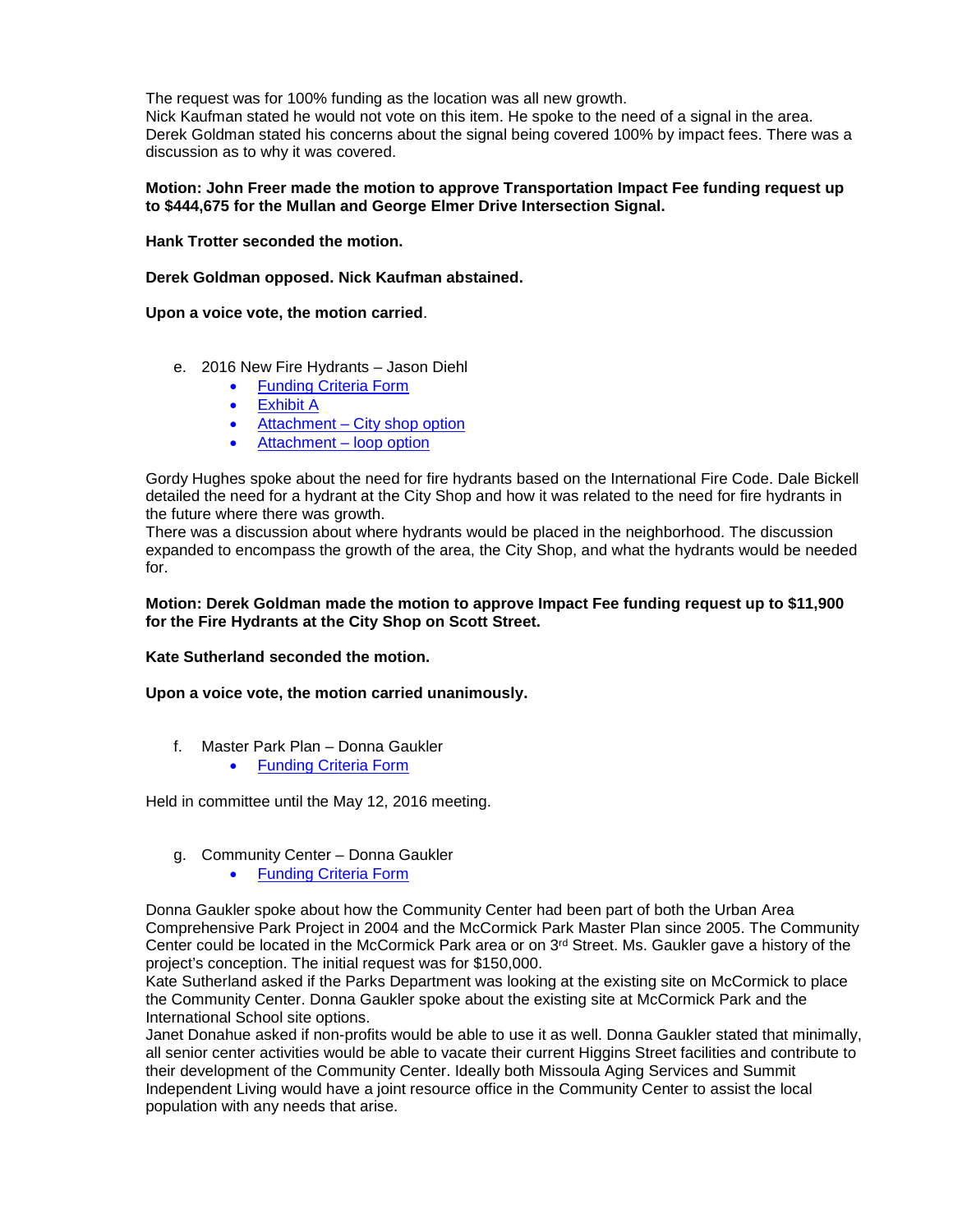The request was for 100% funding as the location was all new growth.
Nick Kaufman stated he would not vote on this item. He spoke to the need of a signal in the area.
Derek Goldman stated his concerns about the signal being covered 100% by impact fees. There was a discussion as to why it was covered.

**Motion: John Freer made the motion to approve Transportation Impact Fee funding request up to $444,675 for the Mullan and George Elmer Drive Intersection Signal.**

**Hank Trotter seconded the motion.**

**Derek Goldman opposed. Nick Kaufman abstained.**

**Upon a voice vote, the motion carried**.

e. 2016 New Fire Hydrants – Jason Diehl
- Funding Criteria Form
- Exhibit A
- Attachment – City shop option
- Attachment – loop option

Gordy Hughes spoke about the need for fire hydrants based on the International Fire Code. Dale Bickell detailed the need for a hydrant at the City Shop and how it was related to the need for fire hydrants in the future where there was growth.
There was a discussion about where hydrants would be placed in the neighborhood. The discussion expanded to encompass the growth of the area, the City Shop, and what the hydrants would be needed for.

**Motion: Derek Goldman made the motion to approve Impact Fee funding request up to $11,900 for the Fire Hydrants at the City Shop on Scott Street.**

**Kate Sutherland seconded the motion.**

**Upon a voice vote, the motion carried unanimously.**

f. Master Park Plan – Donna Gaukler
- Funding Criteria Form

Held in committee until the May 12, 2016 meeting.

g. Community Center – Donna Gaukler
- Funding Criteria Form

Donna Gaukler spoke about how the Community Center had been part of both the Urban Area Comprehensive Park Project in 2004 and the McCormick Park Master Plan since 2005. The Community Center could be located in the McCormick Park area or on 3rd Street. Ms. Gaukler gave a history of the project's conception. The initial request was for $150,000.
Kate Sutherland asked if the Parks Department was looking at the existing site on McCormick to place the Community Center. Donna Gaukler spoke about the existing site at McCormick Park and the International School site options.
Janet Donahue asked if non-profits would be able to use it as well. Donna Gaukler stated that minimally, all senior center activities would be able to vacate their current Higgins Street facilities and contribute to their development of the Community Center. Ideally both Missoula Aging Services and Summit Independent Living would have a joint resource office in the Community Center to assist the local population with any needs that arise.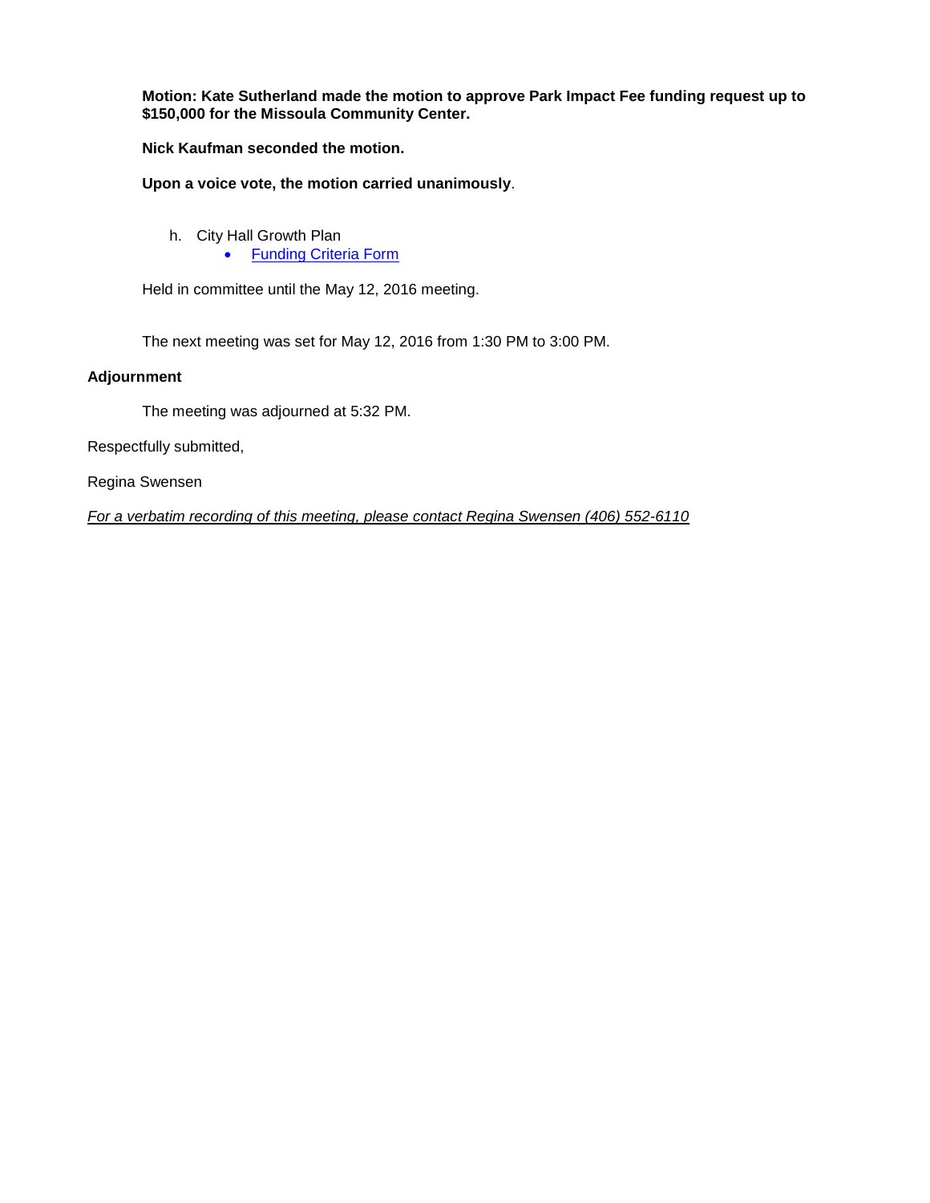**Motion: Kate Sutherland made the motion to approve Park Impact Fee funding request up to $150,000 for the Missoula Community Center.**

**Nick Kaufman seconded the motion.**

**Upon a voice vote, the motion carried unanimously**.

h. City Hall Growth Plan
   - Funding Criteria Form

Held in committee until the May 12, 2016 meeting.

The next meeting was set for May 12, 2016 from 1:30 PM to 3:00 PM.

**Adjournment**

The meeting was adjourned at 5:32 PM.

Respectfully submitted,

Regina Swensen

*For a verbatim recording of this meeting, please contact Regina Swensen (406) 552-6110*